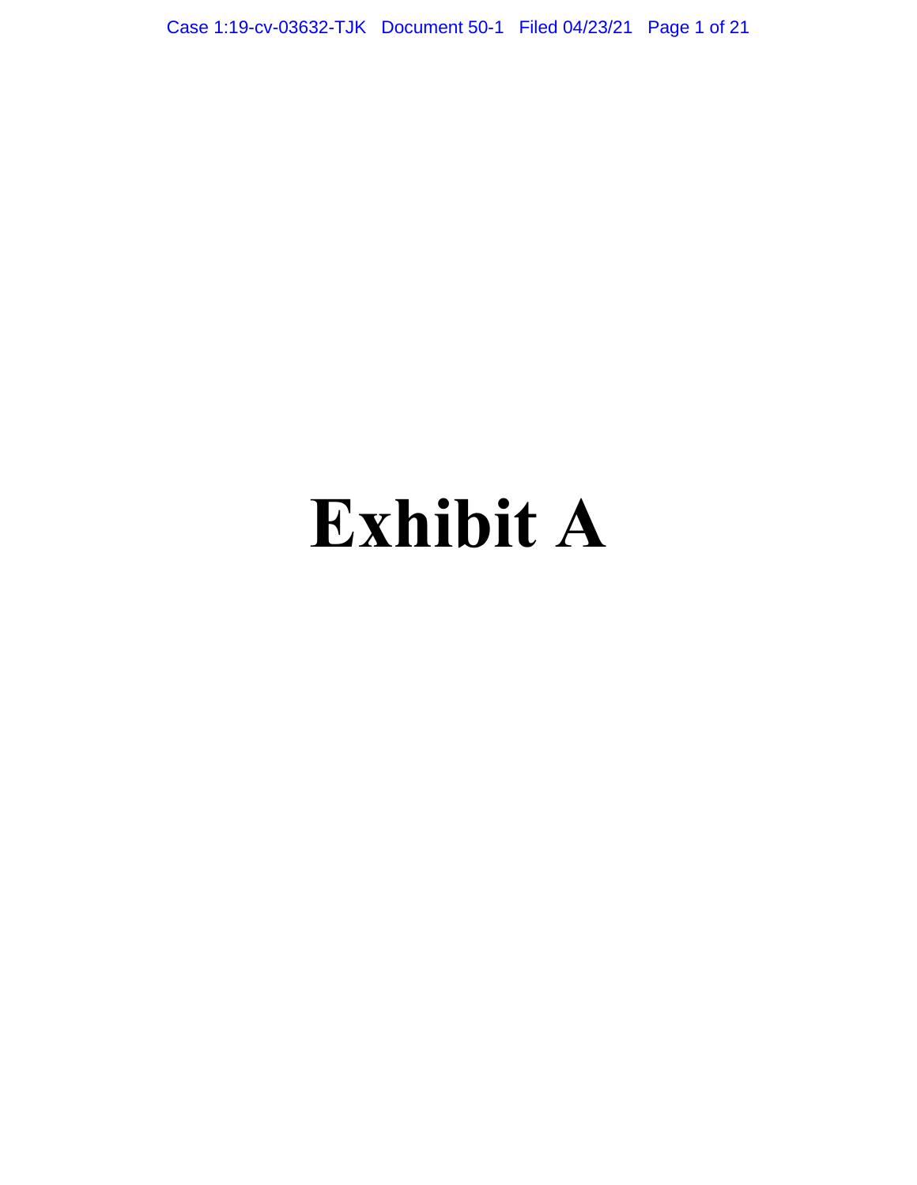# Exhibit A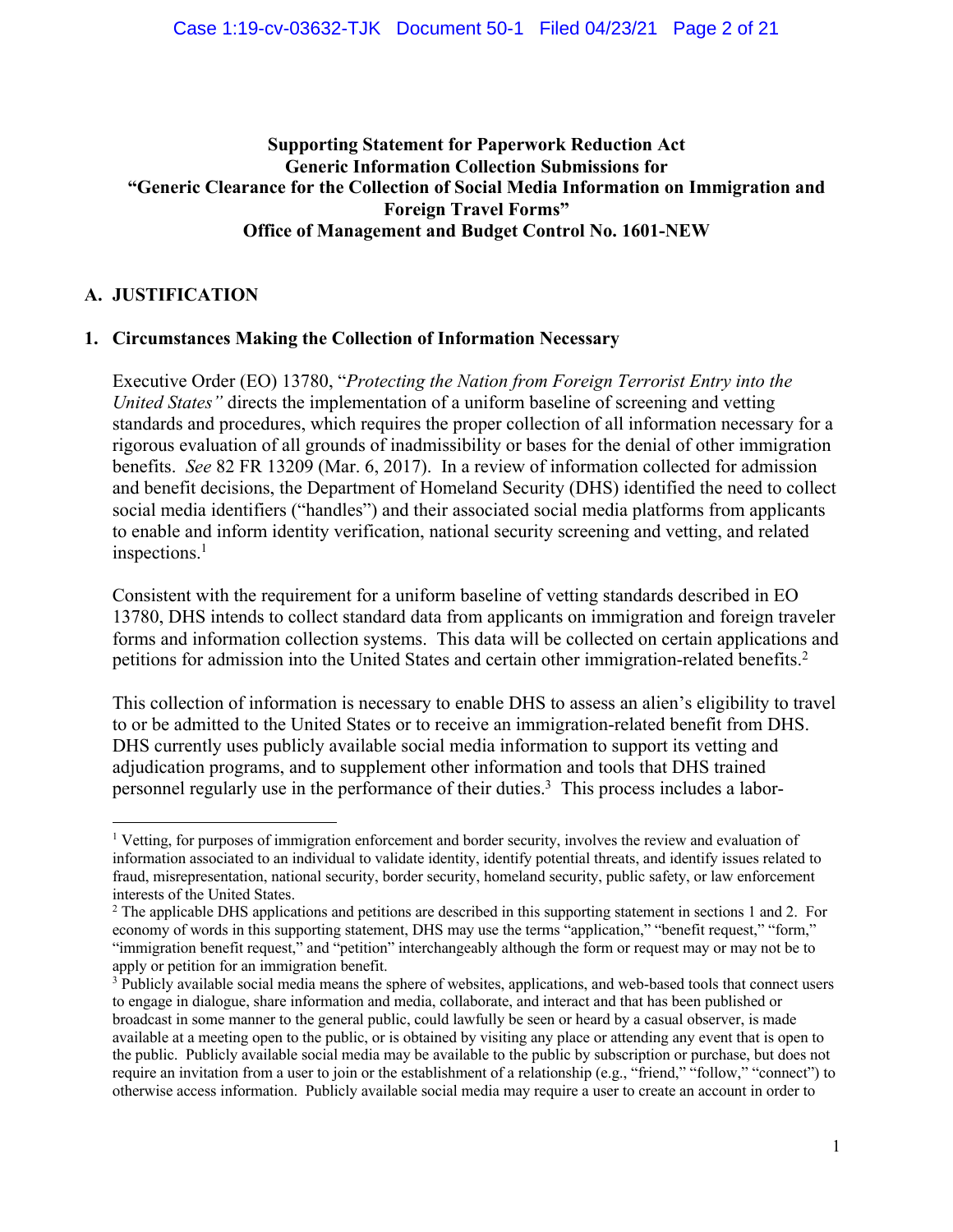**Supporting Statement for Paperwork Reduction Act**
**Generic Information Collection Submissions for**
**"Generic Clearance for the Collection of Social Media Information on Immigration and Foreign Travel Forms"**
**Office of Management and Budget Control No. 1601-NEW**

## A. JUSTIFICATION

### 1. Circumstances Making the Collection of Information Necessary

Executive Order (EO) 13780, "*Protecting the Nation from Foreign Terrorist Entry into the United States"* directs the implementation of a uniform baseline of screening and vetting standards and procedures, which requires the proper collection of all information necessary for a rigorous evaluation of all grounds of inadmissibility or bases for the denial of other immigration benefits. *See* 82 FR 13209 (Mar. 6, 2017). In a review of information collected for admission and benefit decisions, the Department of Homeland Security (DHS) identified the need to collect social media identifiers ("handles") and their associated social media platforms from applicants to enable and inform identity verification, national security screening and vetting, and related inspections.[1]

Consistent with the requirement for a uniform baseline of vetting standards described in EO 13780, DHS intends to collect standard data from applicants on immigration and foreign traveler forms and information collection systems. This data will be collected on certain applications and petitions for admission into the United States and certain other immigration-related benefits.[2]

This collection of information is necessary to enable DHS to assess an alien's eligibility to travel to or be admitted to the United States or to receive an immigration-related benefit from DHS. DHS currently uses publicly available social media information to support its vetting and adjudication programs, and to supplement other information and tools that DHS trained personnel regularly use in the performance of their duties.[3] This process includes a labor-

---

[1] Vetting, for purposes of immigration enforcement and border security, involves the review and evaluation of information associated to an individual to validate identity, identify potential threats, and identify issues related to fraud, misrepresentation, national security, border security, homeland security, public safety, or law enforcement interests of the United States.

[2] The applicable DHS applications and petitions are described in this supporting statement in sections 1 and 2. For economy of words in this supporting statement, DHS may use the terms "application," "benefit request," "form," "immigration benefit request," and "petition" interchangeably although the form or request may or may not be to apply or petition for an immigration benefit.

[3] Publicly available social media means the sphere of websites, applications, and web-based tools that connect users to engage in dialogue, share information and media, collaborate, and interact and that has been published or broadcast in some manner to the general public, could lawfully be seen or heard by a casual observer, is made available at a meeting open to the public, or is obtained by visiting any place or attending any event that is open to the public. Publicly available social media may be available to the public by subscription or purchase, but does not require an invitation from a user to join or the establishment of a relationship (e.g., "friend," "follow," "connect") to otherwise access information. Publicly available social media may require a user to create an account in order to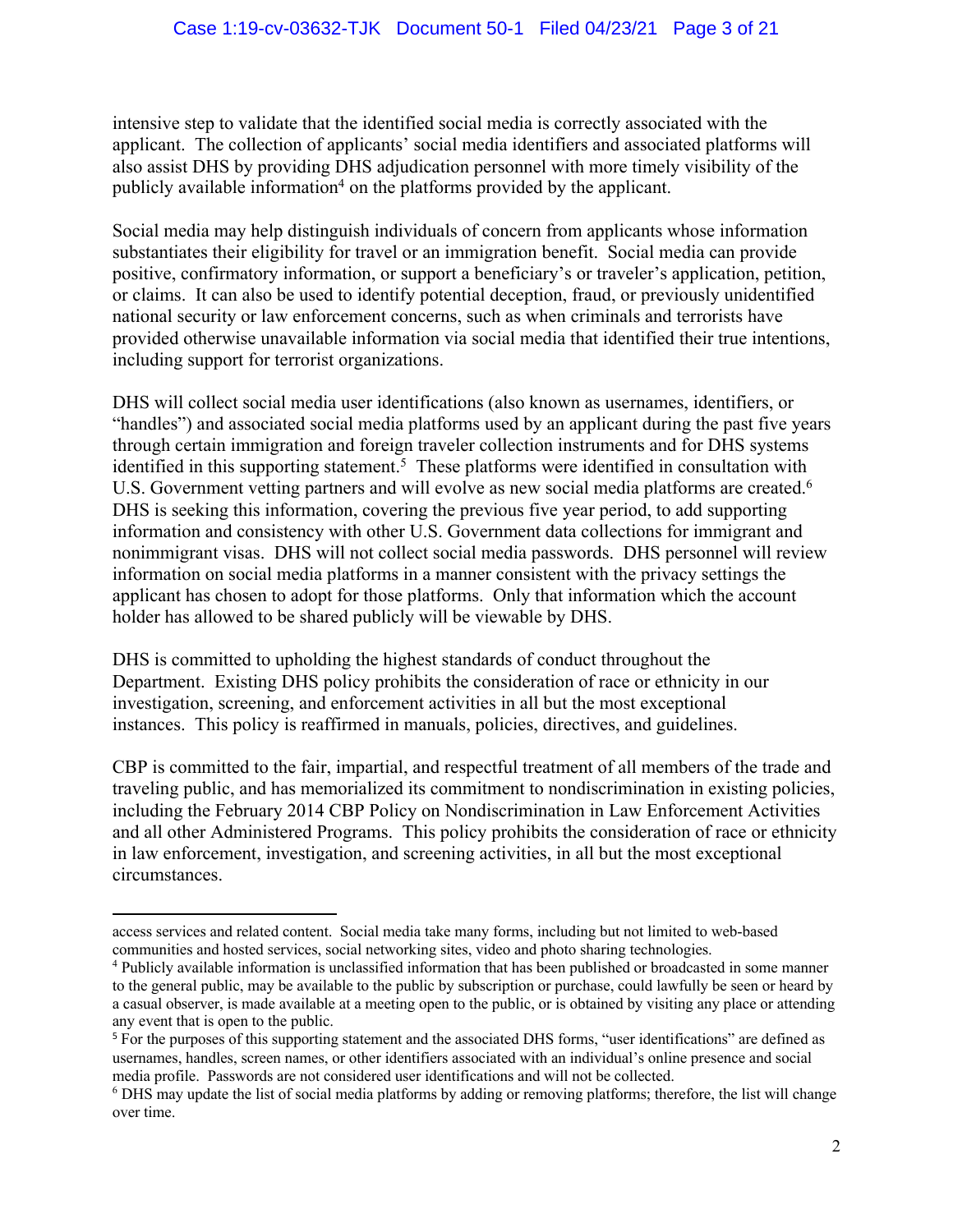intensive step to validate that the identified social media is correctly associated with the applicant. The collection of applicants' social media identifiers and associated platforms will also assist DHS by providing DHS adjudication personnel with more timely visibility of the publicly available information[4] on the platforms provided by the applicant.

Social media may help distinguish individuals of concern from applicants whose information substantiates their eligibility for travel or an immigration benefit. Social media can provide positive, confirmatory information, or support a beneficiary's or traveler's application, petition, or claims. It can also be used to identify potential deception, fraud, or previously unidentified national security or law enforcement concerns, such as when criminals and terrorists have provided otherwise unavailable information via social media that identified their true intentions, including support for terrorist organizations.

DHS will collect social media user identifications (also known as usernames, identifiers, or "handles") and associated social media platforms used by an applicant during the past five years through certain immigration and foreign traveler collection instruments and for DHS systems identified in this supporting statement.[5] These platforms were identified in consultation with U.S. Government vetting partners and will evolve as new social media platforms are created.[6] DHS is seeking this information, covering the previous five year period, to add supporting information and consistency with other U.S. Government data collections for immigrant and nonimmigrant visas. DHS will not collect social media passwords. DHS personnel will review information on social media platforms in a manner consistent with the privacy settings the applicant has chosen to adopt for those platforms. Only that information which the account holder has allowed to be shared publicly will be viewable by DHS.

DHS is committed to upholding the highest standards of conduct throughout the Department. Existing DHS policy prohibits the consideration of race or ethnicity in our investigation, screening, and enforcement activities in all but the most exceptional instances. This policy is reaffirmed in manuals, policies, directives, and guidelines.

CBP is committed to the fair, impartial, and respectful treatment of all members of the trade and traveling public, and has memorialized its commitment to nondiscrimination in existing policies, including the February 2014 CBP Policy on Nondiscrimination in Law Enforcement Activities and all other Administered Programs. This policy prohibits the consideration of race or ethnicity in law enforcement, investigation, and screening activities, in all but the most exceptional circumstances.

---

access services and related content. Social media take many forms, including but not limited to web-based communities and hosted services, social networking sites, video and photo sharing technologies.

[4] Publicly available information is unclassified information that has been published or broadcasted in some manner to the general public, may be available to the public by subscription or purchase, could lawfully be seen or heard by a casual observer, is made available at a meeting open to the public, or is obtained by visiting any place or attending any event that is open to the public.

[5] For the purposes of this supporting statement and the associated DHS forms, "user identifications" are defined as usernames, handles, screen names, or other identifiers associated with an individual's online presence and social media profile. Passwords are not considered user identifications and will not be collected.

[6] DHS may update the list of social media platforms by adding or removing platforms; therefore, the list will change over time.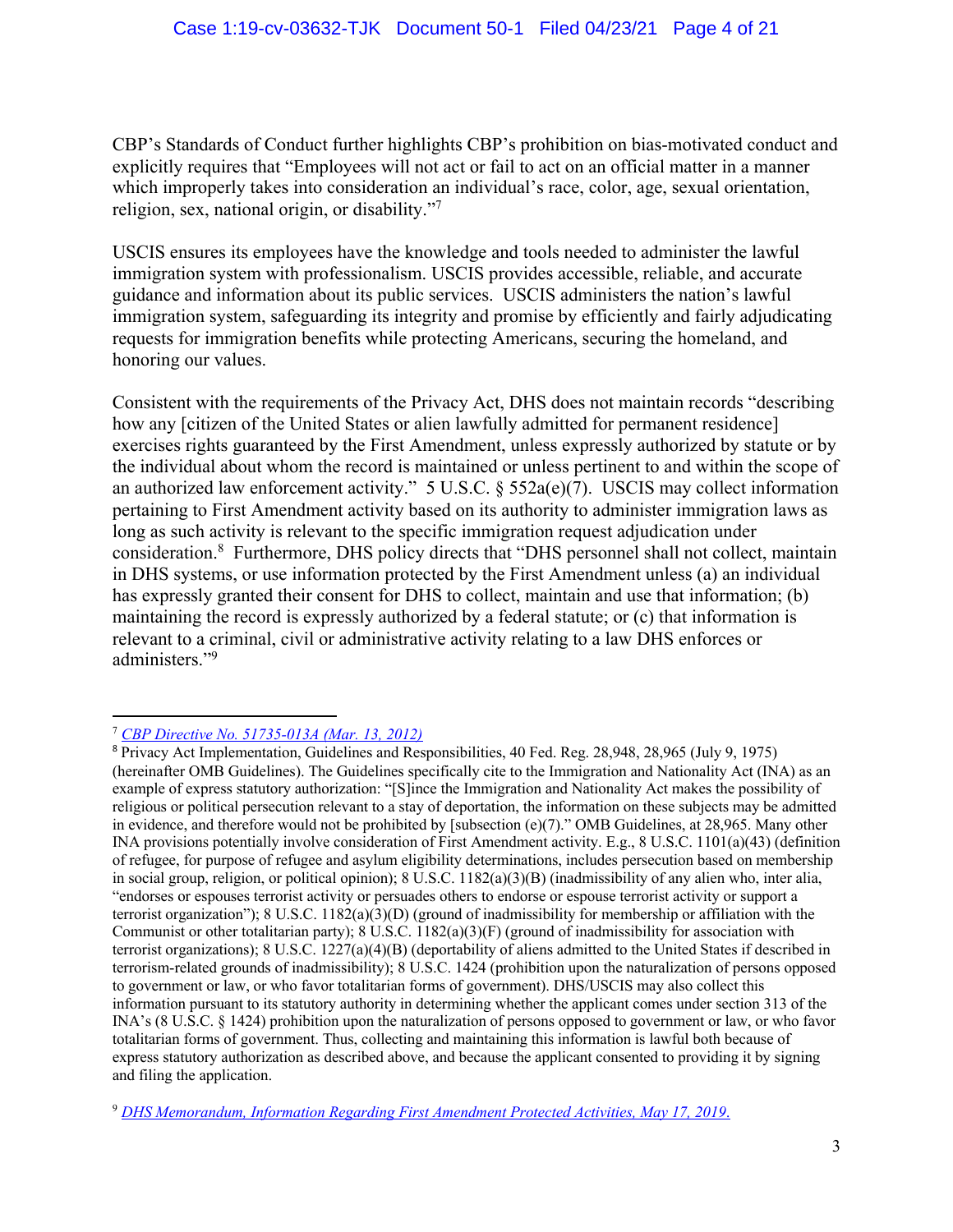CBP's Standards of Conduct further highlights CBP's prohibition on bias-motivated conduct and explicitly requires that "Employees will not act or fail to act on an official matter in a manner which improperly takes into consideration an individual's race, color, age, sexual orientation, religion, sex, national origin, or disability."[7]

USCIS ensures its employees have the knowledge and tools needed to administer the lawful immigration system with professionalism. USCIS provides accessible, reliable, and accurate guidance and information about its public services. USCIS administers the nation's lawful immigration system, safeguarding its integrity and promise by efficiently and fairly adjudicating requests for immigration benefits while protecting Americans, securing the homeland, and honoring our values.

Consistent with the requirements of the Privacy Act, DHS does not maintain records "describing how any [citizen of the United States or alien lawfully admitted for permanent residence] exercises rights guaranteed by the First Amendment, unless expressly authorized by statute or by the individual about whom the record is maintained or unless pertinent to and within the scope of an authorized law enforcement activity." 5 U.S.C. § 552a(e)(7). USCIS may collect information pertaining to First Amendment activity based on its authority to administer immigration laws as long as such activity is relevant to the specific immigration request adjudication under consideration.[8] Furthermore, DHS policy directs that "DHS personnel shall not collect, maintain in DHS systems, or use information protected by the First Amendment unless (a) an individual has expressly granted their consent for DHS to collect, maintain and use that information; (b) maintaining the record is expressly authorized by a federal statute; or (c) that information is relevant to a criminal, civil or administrative activity relating to a law DHS enforces or administers."[9]

---

[7] *CBP Directive No. 51735-013A (Mar. 13, 2012)*

[8] Privacy Act Implementation, Guidelines and Responsibilities, 40 Fed. Reg. 28,948, 28,965 (July 9, 1975) (hereinafter OMB Guidelines). The Guidelines specifically cite to the Immigration and Nationality Act (INA) as an example of express statutory authorization: "[S]ince the Immigration and Nationality Act makes the possibility of religious or political persecution relevant to a stay of deportation, the information on these subjects may be admitted in evidence, and therefore would not be prohibited by [subsection (e)(7)." OMB Guidelines, at 28,965. Many other INA provisions potentially involve consideration of First Amendment activity. E.g., 8 U.S.C. 1101(a)(43) (definition of refugee, for purpose of refugee and asylum eligibility determinations, includes persecution based on membership in social group, religion, or political opinion); 8 U.S.C. 1182(a)(3)(B) (inadmissibility of any alien who, inter alia, "endorses or espouses terrorist activity or persuades others to endorse or espouse terrorist activity or support a terrorist organization"); 8 U.S.C. 1182(a)(3)(D) (ground of inadmissibility for membership or affiliation with the Communist or other totalitarian party); 8 U.S.C. 1182(a)(3)(F) (ground of inadmissibility for association with terrorist organizations); 8 U.S.C. 1227(a)(4)(B) (deportability of aliens admitted to the United States if described in terrorism-related grounds of inadmissibility); 8 U.S.C. 1424 (prohibition upon the naturalization of persons opposed to government or law, or who favor totalitarian forms of government). DHS/USCIS may also collect this information pursuant to its statutory authority in determining whether the applicant comes under section 313 of the INA's (8 U.S.C. § 1424) prohibition upon the naturalization of persons opposed to government or law, or who favor totalitarian forms of government. Thus, collecting and maintaining this information is lawful both because of express statutory authorization as described above, and because the applicant consented to providing it by signing and filing the application.

[9] *DHS Memorandum, Information Regarding First Amendment Protected Activities, May 17, 2019.*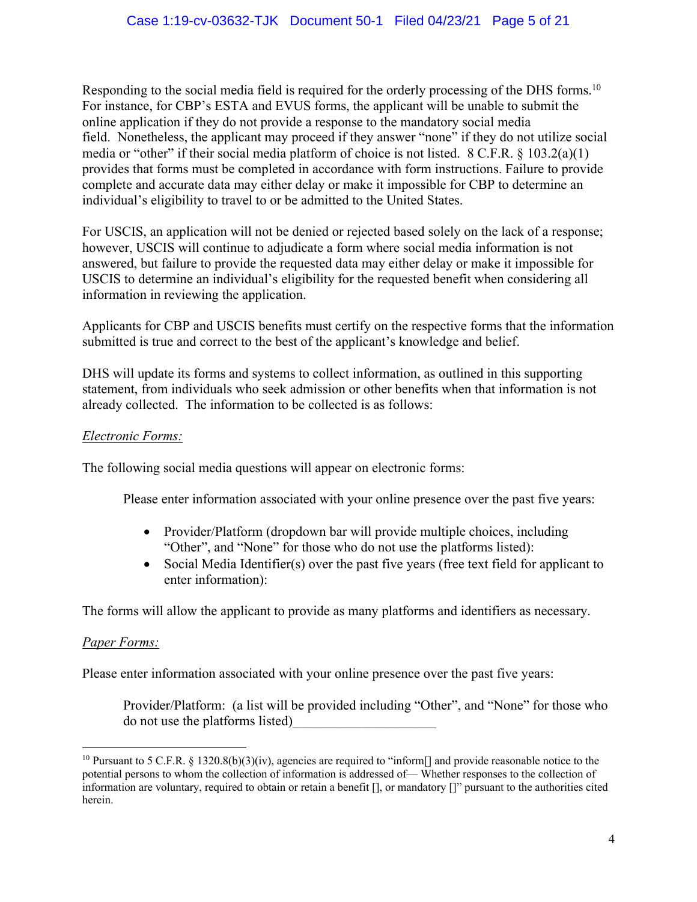Responding to the social media field is required for the orderly processing of the DHS forms.[10] For instance, for CBP's ESTA and EVUS forms, the applicant will be unable to submit the online application if they do not provide a response to the mandatory social media field. Nonetheless, the applicant may proceed if they answer "none" if they do not utilize social media or "other" if their social media platform of choice is not listed. 8 C.F.R. § 103.2(a)(1) provides that forms must be completed in accordance with form instructions. Failure to provide complete and accurate data may either delay or make it impossible for CBP to determine an individual's eligibility to travel to or be admitted to the United States.

For USCIS, an application will not be denied or rejected based solely on the lack of a response; however, USCIS will continue to adjudicate a form where social media information is not answered, but failure to provide the requested data may either delay or make it impossible for USCIS to determine an individual's eligibility for the requested benefit when considering all information in reviewing the application.

Applicants for CBP and USCIS benefits must certify on the respective forms that the information submitted is true and correct to the best of the applicant's knowledge and belief.

DHS will update its forms and systems to collect information, as outlined in this supporting statement, from individuals who seek admission or other benefits when that information is not already collected. The information to be collected is as follows:

*Electronic Forms:*

The following social media questions will appear on electronic forms:

> Please enter information associated with your online presence over the past five years:
>
> - Provider/Platform (dropdown bar will provide multiple choices, including "Other", and "None" for those who do not use the platforms listed):
> - Social Media Identifier(s) over the past five years (free text field for applicant to enter information):

The forms will allow the applicant to provide as many platforms and identifiers as necessary.

*Paper Forms:*

Please enter information associated with your online presence over the past five years:

> Provider/Platform: (a list will be provided including "Other", and "None" for those who do not use the platforms listed)____________________

---

[10] Pursuant to 5 C.F.R. § 1320.8(b)(3)(iv), agencies are required to "inform[] and provide reasonable notice to the potential persons to whom the collection of information is addressed of— Whether responses to the collection of information are voluntary, required to obtain or retain a benefit [], or mandatory []" pursuant to the authorities cited herein.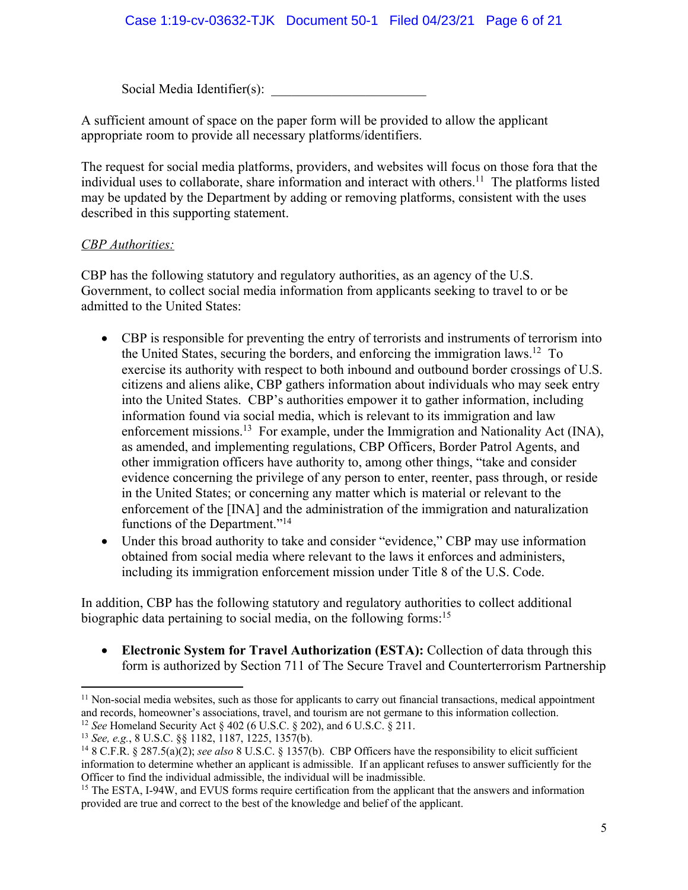Social Media Identifier(s): ______________________

A sufficient amount of space on the paper form will be provided to allow the applicant appropriate room to provide all necessary platforms/identifiers.

The request for social media platforms, providers, and websites will focus on those fora that the individual uses to collaborate, share information and interact with others.[11] The platforms listed may be updated by the Department by adding or removing platforms, consistent with the uses described in this supporting statement.

*CBP Authorities:*

CBP has the following statutory and regulatory authorities, as an agency of the U.S. Government, to collect social media information from applicants seeking to travel to or be admitted to the United States:

- CBP is responsible for preventing the entry of terrorists and instruments of terrorism into the United States, securing the borders, and enforcing the immigration laws.[12] To exercise its authority with respect to both inbound and outbound border crossings of U.S. citizens and aliens alike, CBP gathers information about individuals who may seek entry into the United States. CBP's authorities empower it to gather information, including information found via social media, which is relevant to its immigration and law enforcement missions.[13] For example, under the Immigration and Nationality Act (INA), as amended, and implementing regulations, CBP Officers, Border Patrol Agents, and other immigration officers have authority to, among other things, "take and consider evidence concerning the privilege of any person to enter, reenter, pass through, or reside in the United States; or concerning any matter which is material or relevant to the enforcement of the [INA] and the administration of the immigration and naturalization functions of the Department."[14]
- Under this broad authority to take and consider "evidence," CBP may use information obtained from social media where relevant to the laws it enforces and administers, including its immigration enforcement mission under Title 8 of the U.S. Code.

In addition, CBP has the following statutory and regulatory authorities to collect additional biographic data pertaining to social media, on the following forms:[15]

- **Electronic System for Travel Authorization (ESTA):** Collection of data through this form is authorized by Section 711 of The Secure Travel and Counterterrorism Partnership

---

[11] Non-social media websites, such as those for applicants to carry out financial transactions, medical appointment and records, homeowner's associations, travel, and tourism are not germane to this information collection.

[12] *See* Homeland Security Act § 402 (6 U.S.C. § 202), and 6 U.S.C. § 211.

[13] *See, e.g.*, 8 U.S.C. §§ 1182, 1187, 1225, 1357(b).

[14] 8 C.F.R. § 287.5(a)(2); *see also* 8 U.S.C. § 1357(b). CBP Officers have the responsibility to elicit sufficient information to determine whether an applicant is admissible. If an applicant refuses to answer sufficiently for the Officer to find the individual admissible, the individual will be inadmissible.

[15] The ESTA, I-94W, and EVUS forms require certification from the applicant that the answers and information provided are true and correct to the best of the knowledge and belief of the applicant.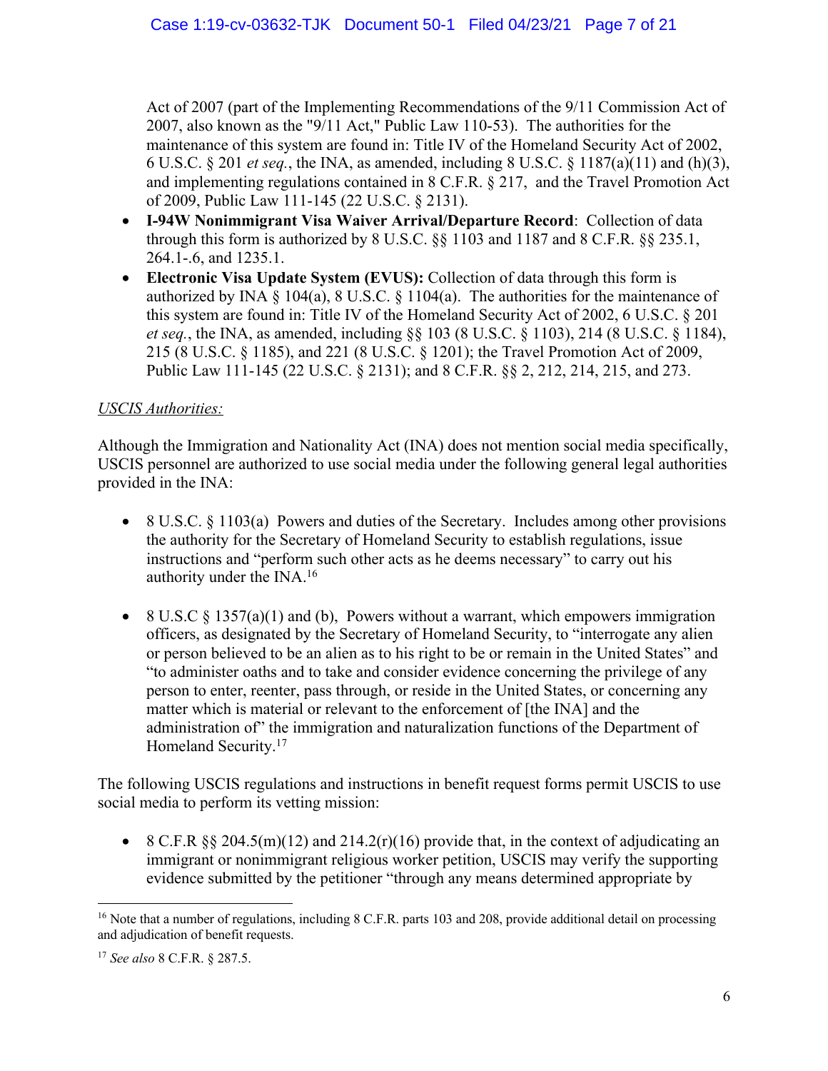Act of 2007 (part of the Implementing Recommendations of the 9/11 Commission Act of 2007, also known as the "9/11 Act," Public Law 110-53). The authorities for the maintenance of this system are found in: Title IV of the Homeland Security Act of 2002, 6 U.S.C. § 201 *et seq.*, the INA, as amended, including 8 U.S.C. § 1187(a)(11) and (h)(3), and implementing regulations contained in 8 C.F.R. § 217, and the Travel Promotion Act of 2009, Public Law 111-145 (22 U.S.C. § 2131).

- **I-94W Nonimmigrant Visa Waiver Arrival/Departure Record**: Collection of data through this form is authorized by 8 U.S.C. §§ 1103 and 1187 and 8 C.F.R. §§ 235.1, 264.1-.6, and 1235.1.
- **Electronic Visa Update System (EVUS):** Collection of data through this form is authorized by INA § 104(a), 8 U.S.C. § 1104(a). The authorities for the maintenance of this system are found in: Title IV of the Homeland Security Act of 2002, 6 U.S.C. § 201 *et seq.*, the INA, as amended, including §§ 103 (8 U.S.C. § 1103), 214 (8 U.S.C. § 1184), 215 (8 U.S.C. § 1185), and 221 (8 U.S.C. § 1201); the Travel Promotion Act of 2009, Public Law 111-145 (22 U.S.C. § 2131); and 8 C.F.R. §§ 2, 212, 214, 215, and 273.

*USCIS Authorities:*

Although the Immigration and Nationality Act (INA) does not mention social media specifically, USCIS personnel are authorized to use social media under the following general legal authorities provided in the INA:

- 8 U.S.C. § 1103(a) Powers and duties of the Secretary. Includes among other provisions the authority for the Secretary of Homeland Security to establish regulations, issue instructions and "perform such other acts as he deems necessary" to carry out his authority under the INA.[16]

- 8 U.S.C § 1357(a)(1) and (b), Powers without a warrant, which empowers immigration officers, as designated by the Secretary of Homeland Security, to "interrogate any alien or person believed to be an alien as to his right to be or remain in the United States" and "to administer oaths and to take and consider evidence concerning the privilege of any person to enter, reenter, pass through, or reside in the United States, or concerning any matter which is material or relevant to the enforcement of [the INA] and the administration of" the immigration and naturalization functions of the Department of Homeland Security.[17]

The following USCIS regulations and instructions in benefit request forms permit USCIS to use social media to perform its vetting mission:

- 8 C.F.R §§ 204.5(m)(12) and 214.2(r)(16) provide that, in the context of adjudicating an immigrant or nonimmigrant religious worker petition, USCIS may verify the supporting evidence submitted by the petitioner "through any means determined appropriate by

---

[16] Note that a number of regulations, including 8 C.F.R. parts 103 and 208, provide additional detail on processing and adjudication of benefit requests.

[17] *See also* 8 C.F.R. § 287.5.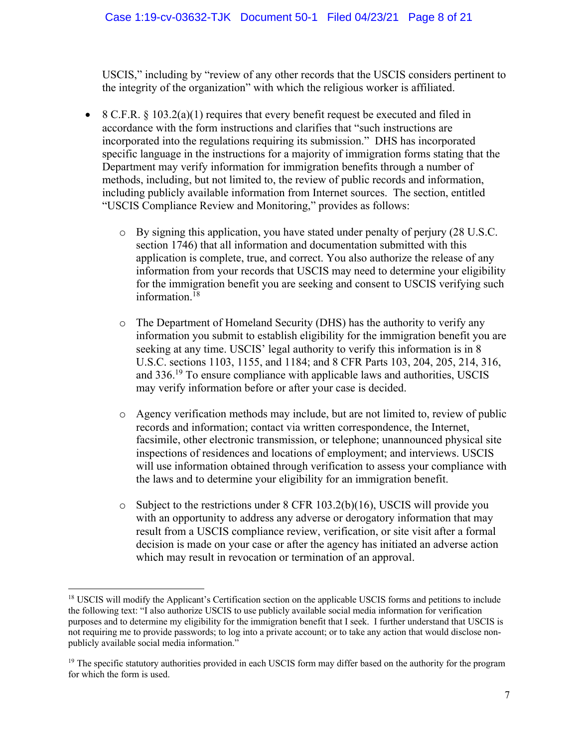USCIS," including by "review of any other records that the USCIS considers pertinent to the integrity of the organization" with which the religious worker is affiliated.

- 8 C.F.R. § 103.2(a)(1) requires that every benefit request be executed and filed in accordance with the form instructions and clarifies that "such instructions are incorporated into the regulations requiring its submission." DHS has incorporated specific language in the instructions for a majority of immigration forms stating that the Department may verify information for immigration benefits through a number of methods, including, but not limited to, the review of public records and information, including publicly available information from Internet sources. The section, entitled "USCIS Compliance Review and Monitoring," provides as follows:

    - By signing this application, you have stated under penalty of perjury (28 U.S.C. section 1746) that all information and documentation submitted with this application is complete, true, and correct. You also authorize the release of any information from your records that USCIS may need to determine your eligibility for the immigration benefit you are seeking and consent to USCIS verifying such information.[18]

    - The Department of Homeland Security (DHS) has the authority to verify any information you submit to establish eligibility for the immigration benefit you are seeking at any time. USCIS' legal authority to verify this information is in 8 U.S.C. sections 1103, 1155, and 1184; and 8 CFR Parts 103, 204, 205, 214, 316, and 336.[19] To ensure compliance with applicable laws and authorities, USCIS may verify information before or after your case is decided.

    - Agency verification methods may include, but are not limited to, review of public records and information; contact via written correspondence, the Internet, facsimile, other electronic transmission, or telephone; unannounced physical site inspections of residences and locations of employment; and interviews. USCIS will use information obtained through verification to assess your compliance with the laws and to determine your eligibility for an immigration benefit.

    - Subject to the restrictions under 8 CFR 103.2(b)(16), USCIS will provide you with an opportunity to address any adverse or derogatory information that may result from a USCIS compliance review, verification, or site visit after a formal decision is made on your case or after the agency has initiated an adverse action which may result in revocation or termination of an approval.

---

[18] USCIS will modify the Applicant's Certification section on the applicable USCIS forms and petitions to include the following text: "I also authorize USCIS to use publicly available social media information for verification purposes and to determine my eligibility for the immigration benefit that I seek. I further understand that USCIS is not requiring me to provide passwords; to log into a private account; or to take any action that would disclose non-publicly available social media information."

[19] The specific statutory authorities provided in each USCIS form may differ based on the authority for the program for which the form is used.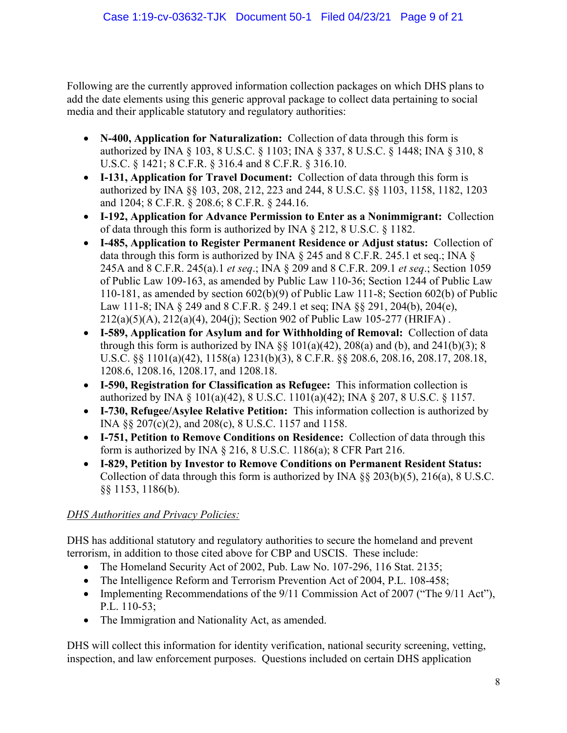Following are the currently approved information collection packages on which DHS plans to add the date elements using this generic approval package to collect data pertaining to social media and their applicable statutory and regulatory authorities:

- **N-400, Application for Naturalization:** Collection of data through this form is authorized by INA § 103, 8 U.S.C. § 1103; INA § 337, 8 U.S.C. § 1448; INA § 310, 8 U.S.C. § 1421; 8 C.F.R. § 316.4 and 8 C.F.R. § 316.10.
- **I-131, Application for Travel Document:** Collection of data through this form is authorized by INA §§ 103, 208, 212, 223 and 244, 8 U.S.C. §§ 1103, 1158, 1182, 1203 and 1204; 8 C.F.R. § 208.6; 8 C.F.R. § 244.16.
- **I-192, Application for Advance Permission to Enter as a Nonimmigrant:** Collection of data through this form is authorized by INA § 212, 8 U.S.C. § 1182.
- **I-485, Application to Register Permanent Residence or Adjust status:** Collection of data through this form is authorized by INA § 245 and 8 C.F.R. 245.1 et seq.; INA § 245A and 8 C.F.R. 245(a).1 *et seq*.; INA § 209 and 8 C.F.R. 209.1 *et seq*.; Section 1059 of Public Law 109-163, as amended by Public Law 110-36; Section 1244 of Public Law 110-181, as amended by section 602(b)(9) of Public Law 111-8; Section 602(b) of Public Law 111-8; INA § 249 and 8 C.F.R. § 249.1 et seq; INA §§ 291, 204(b), 204(e), 212(a)(5)(A), 212(a)(4), 204(j); Section 902 of Public Law 105-277 (HRIFA) .
- **I-589, Application for Asylum and for Withholding of Removal:** Collection of data through this form is authorized by INA §§ 101(a)(42), 208(a) and (b), and 241(b)(3); 8 U.S.C. §§ 1101(a)(42), 1158(a) 1231(b)(3), 8 C.F.R. §§ 208.6, 208.16, 208.17, 208.18, 1208.6, 1208.16, 1208.17, and 1208.18.
- **I-590, Registration for Classification as Refugee:** This information collection is authorized by INA § 101(a)(42), 8 U.S.C. 1101(a)(42); INA § 207, 8 U.S.C. § 1157.
- **I-730, Refugee/Asylee Relative Petition:** This information collection is authorized by INA §§ 207(c)(2), and 208(c), 8 U.S.C. 1157 and 1158.
- **I-751, Petition to Remove Conditions on Residence:** Collection of data through this form is authorized by INA § 216, 8 U.S.C. 1186(a); 8 CFR Part 216.
- **I-829, Petition by Investor to Remove Conditions on Permanent Resident Status:** Collection of data through this form is authorized by INA §§ 203(b)(5), 216(a), 8 U.S.C. §§ 1153, 1186(b).

*DHS Authorities and Privacy Policies:*

DHS has additional statutory and regulatory authorities to secure the homeland and prevent terrorism, in addition to those cited above for CBP and USCIS. These include:

- The Homeland Security Act of 2002, Pub. Law No. 107-296, 116 Stat. 2135;
- The Intelligence Reform and Terrorism Prevention Act of 2004, P.L. 108-458;
- Implementing Recommendations of the 9/11 Commission Act of 2007 ("The 9/11 Act"), P.L. 110-53;
- The Immigration and Nationality Act, as amended.

DHS will collect this information for identity verification, national security screening, vetting, inspection, and law enforcement purposes. Questions included on certain DHS application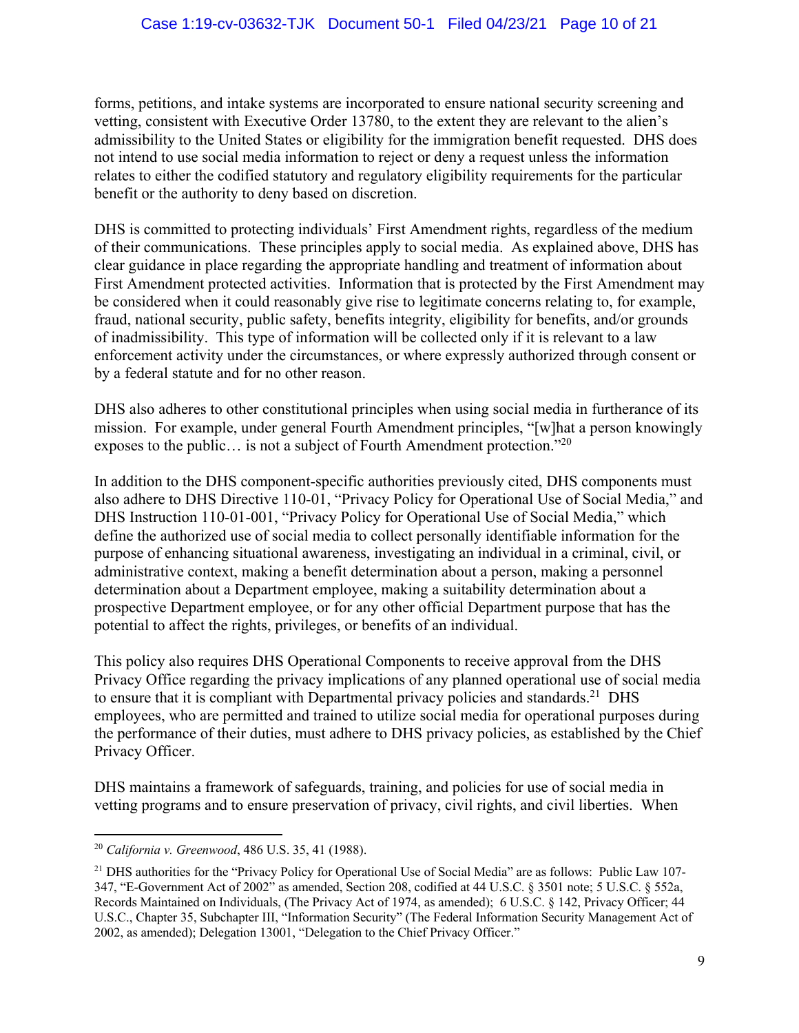forms, petitions, and intake systems are incorporated to ensure national security screening and vetting, consistent with Executive Order 13780, to the extent they are relevant to the alien's admissibility to the United States or eligibility for the immigration benefit requested. DHS does not intend to use social media information to reject or deny a request unless the information relates to either the codified statutory and regulatory eligibility requirements for the particular benefit or the authority to deny based on discretion.

DHS is committed to protecting individuals' First Amendment rights, regardless of the medium of their communications. These principles apply to social media. As explained above, DHS has clear guidance in place regarding the appropriate handling and treatment of information about First Amendment protected activities. Information that is protected by the First Amendment may be considered when it could reasonably give rise to legitimate concerns relating to, for example, fraud, national security, public safety, benefits integrity, eligibility for benefits, and/or grounds of inadmissibility. This type of information will be collected only if it is relevant to a law enforcement activity under the circumstances, or where expressly authorized through consent or by a federal statute and for no other reason.

DHS also adheres to other constitutional principles when using social media in furtherance of its mission. For example, under general Fourth Amendment principles, "[w]hat a person knowingly exposes to the public… is not a subject of Fourth Amendment protection."[20]

In addition to the DHS component-specific authorities previously cited, DHS components must also adhere to DHS Directive 110-01, "Privacy Policy for Operational Use of Social Media," and DHS Instruction 110-01-001, "Privacy Policy for Operational Use of Social Media," which define the authorized use of social media to collect personally identifiable information for the purpose of enhancing situational awareness, investigating an individual in a criminal, civil, or administrative context, making a benefit determination about a person, making a personnel determination about a Department employee, making a suitability determination about a prospective Department employee, or for any other official Department purpose that has the potential to affect the rights, privileges, or benefits of an individual.

This policy also requires DHS Operational Components to receive approval from the DHS Privacy Office regarding the privacy implications of any planned operational use of social media to ensure that it is compliant with Departmental privacy policies and standards.[21] DHS employees, who are permitted and trained to utilize social media for operational purposes during the performance of their duties, must adhere to DHS privacy policies, as established by the Chief Privacy Officer.

DHS maintains a framework of safeguards, training, and policies for use of social media in vetting programs and to ensure preservation of privacy, civil rights, and civil liberties. When

---

[20] *California v. Greenwood*, 486 U.S. 35, 41 (1988).

[21] DHS authorities for the "Privacy Policy for Operational Use of Social Media" are as follows: Public Law 107-347, "E-Government Act of 2002" as amended, Section 208, codified at 44 U.S.C. § 3501 note; 5 U.S.C. § 552a, Records Maintained on Individuals, (The Privacy Act of 1974, as amended); 6 U.S.C. § 142, Privacy Officer; 44 U.S.C., Chapter 35, Subchapter III, "Information Security" (The Federal Information Security Management Act of 2002, as amended); Delegation 13001, "Delegation to the Chief Privacy Officer."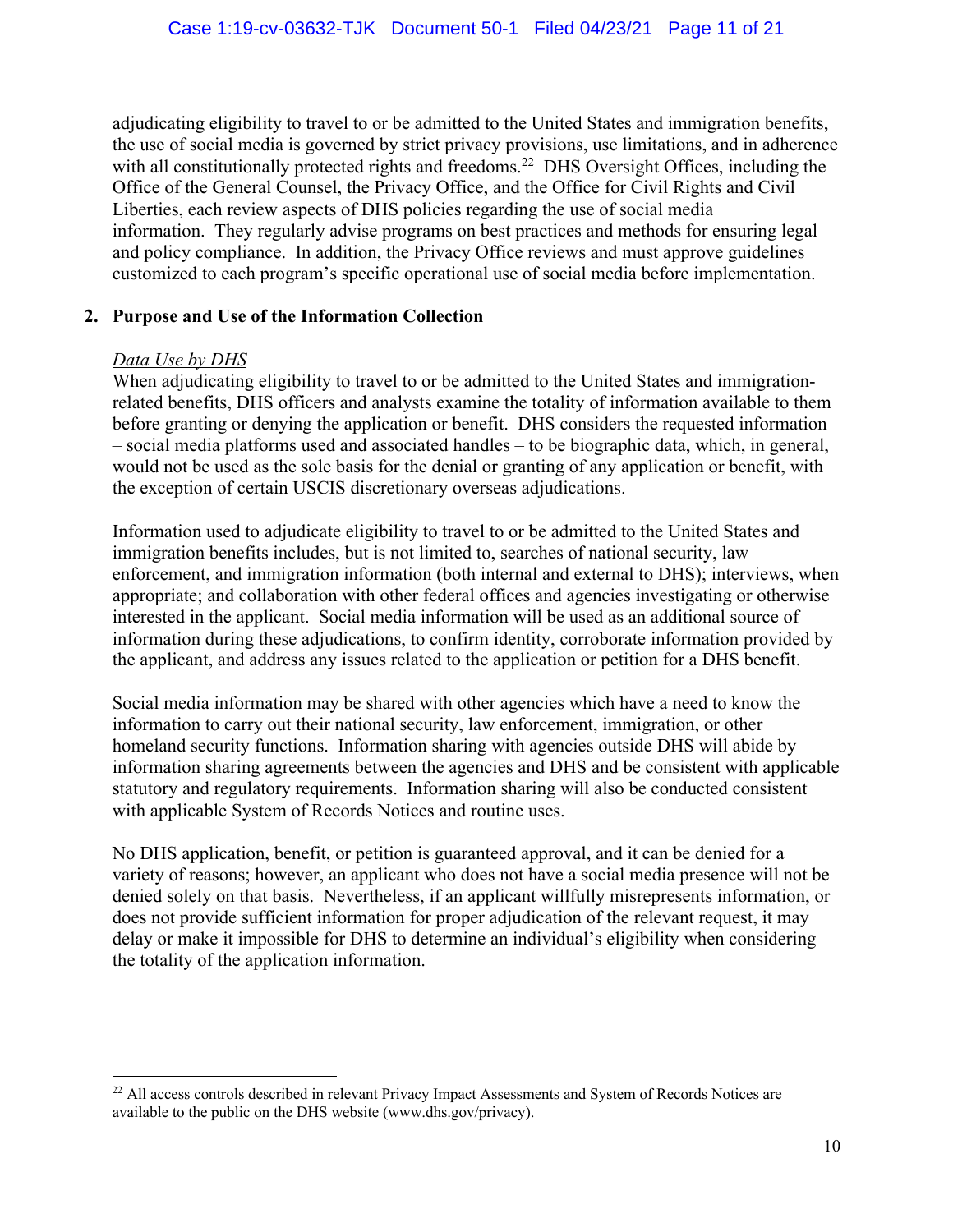adjudicating eligibility to travel to or be admitted to the United States and immigration benefits, the use of social media is governed by strict privacy provisions, use limitations, and in adherence with all constitutionally protected rights and freedoms.[22] DHS Oversight Offices, including the Office of the General Counsel, the Privacy Office, and the Office for Civil Rights and Civil Liberties, each review aspects of DHS policies regarding the use of social media information. They regularly advise programs on best practices and methods for ensuring legal and policy compliance. In addition, the Privacy Office reviews and must approve guidelines customized to each program's specific operational use of social media before implementation.

## 2. Purpose and Use of the Information Collection

*Data Use by DHS*

When adjudicating eligibility to travel to or be admitted to the United States and immigration-related benefits, DHS officers and analysts examine the totality of information available to them before granting or denying the application or benefit. DHS considers the requested information – social media platforms used and associated handles – to be biographic data, which, in general, would not be used as the sole basis for the denial or granting of any application or benefit, with the exception of certain USCIS discretionary overseas adjudications.

Information used to adjudicate eligibility to travel to or be admitted to the United States and immigration benefits includes, but is not limited to, searches of national security, law enforcement, and immigration information (both internal and external to DHS); interviews, when appropriate; and collaboration with other federal offices and agencies investigating or otherwise interested in the applicant. Social media information will be used as an additional source of information during these adjudications, to confirm identity, corroborate information provided by the applicant, and address any issues related to the application or petition for a DHS benefit.

Social media information may be shared with other agencies which have a need to know the information to carry out their national security, law enforcement, immigration, or other homeland security functions. Information sharing with agencies outside DHS will abide by information sharing agreements between the agencies and DHS and be consistent with applicable statutory and regulatory requirements. Information sharing will also be conducted consistent with applicable System of Records Notices and routine uses.

No DHS application, benefit, or petition is guaranteed approval, and it can be denied for a variety of reasons; however, an applicant who does not have a social media presence will not be denied solely on that basis. Nevertheless, if an applicant willfully misrepresents information, or does not provide sufficient information for proper adjudication of the relevant request, it may delay or make it impossible for DHS to determine an individual's eligibility when considering the totality of the application information.

---

[22] All access controls described in relevant Privacy Impact Assessments and System of Records Notices are available to the public on the DHS website (www.dhs.gov/privacy).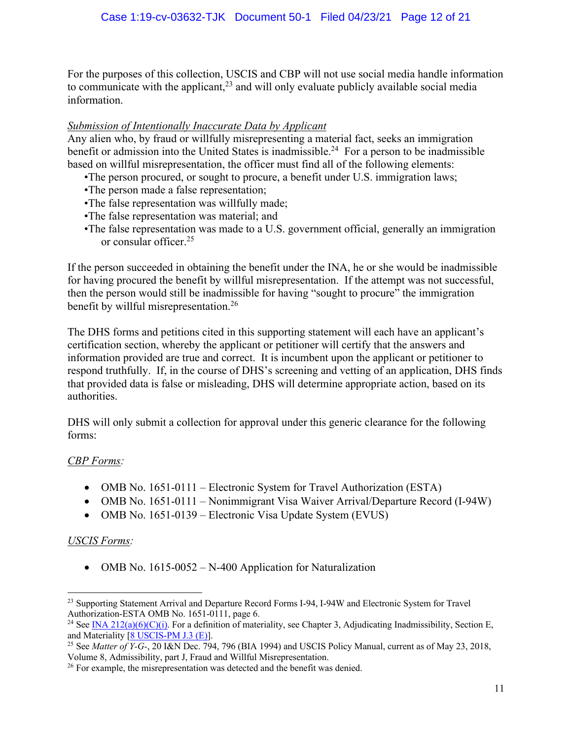For the purposes of this collection, USCIS and CBP will not use social media handle information to communicate with the applicant,[23] and will only evaluate publicly available social media information.

*Submission of Intentionally Inaccurate Data by Applicant*
Any alien who, by fraud or willfully misrepresenting a material fact, seeks an immigration benefit or admission into the United States is inadmissible.[24] For a person to be inadmissible based on willful misrepresentation, the officer must find all of the following elements:

- The person procured, or sought to procure, a benefit under U.S. immigration laws;
- The person made a false representation;
- The false representation was willfully made;
- The false representation was material; and
- The false representation was made to a U.S. government official, generally an immigration or consular officer.[25]

If the person succeeded in obtaining the benefit under the INA, he or she would be inadmissible for having procured the benefit by willful misrepresentation. If the attempt was not successful, then the person would still be inadmissible for having "sought to procure" the immigration benefit by willful misrepresentation.[26]

The DHS forms and petitions cited in this supporting statement will each have an applicant's certification section, whereby the applicant or petitioner will certify that the answers and information provided are true and correct. It is incumbent upon the applicant or petitioner to respond truthfully. If, in the course of DHS's screening and vetting of an application, DHS finds that provided data is false or misleading, DHS will determine appropriate action, based on its authorities.

DHS will only submit a collection for approval under this generic clearance for the following forms:

*CBP Forms:*

- OMB No. 1651-0111 – Electronic System for Travel Authorization (ESTA)
- OMB No. 1651-0111 – Nonimmigrant Visa Waiver Arrival/Departure Record (I-94W)
- OMB No. 1651-0139 – Electronic Visa Update System (EVUS)

*USCIS Forms:*

- OMB No. 1615-0052 – N-400 Application for Naturalization

---

[23] Supporting Statement Arrival and Departure Record Forms I-94, I-94W and Electronic System for Travel Authorization-ESTA OMB No. 1651-0111, page 6.

[24] See INA 212(a)(6)(C)(i). For a definition of materiality, see Chapter 3, Adjudicating Inadmissibility, Section E, and Materiality [8 USCIS-PM J.3 (E)].

[25] See *Matter of Y-G-*, 20 I&N Dec. 794, 796 (BIA 1994) and USCIS Policy Manual, current as of May 23, 2018, Volume 8, Admissibility, part J, Fraud and Willful Misrepresentation.

[26] For example, the misrepresentation was detected and the benefit was denied.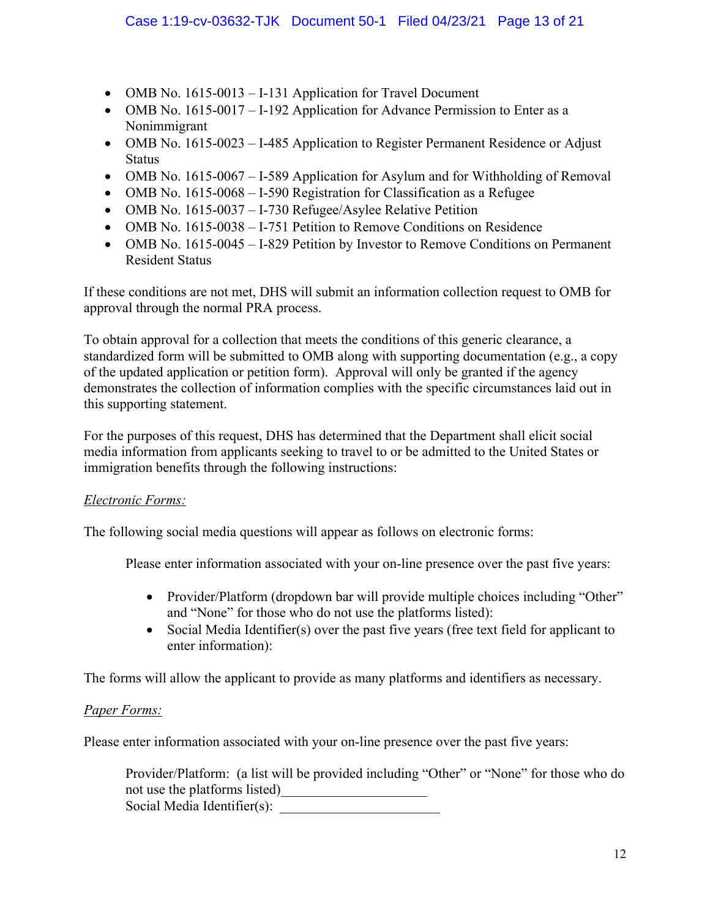- OMB No. 1615-0013 – I-131 Application for Travel Document
- OMB No. 1615-0017 – I-192 Application for Advance Permission to Enter as a Nonimmigrant
- OMB No. 1615-0023 – I-485 Application to Register Permanent Residence or Adjust Status
- OMB No. 1615-0067 – I-589 Application for Asylum and for Withholding of Removal
- OMB No. 1615-0068 – I-590 Registration for Classification as a Refugee
- OMB No. 1615-0037 – I-730 Refugee/Asylee Relative Petition
- OMB No. 1615-0038 – I-751 Petition to Remove Conditions on Residence
- OMB No. 1615-0045 – I-829 Petition by Investor to Remove Conditions on Permanent Resident Status

If these conditions are not met, DHS will submit an information collection request to OMB for approval through the normal PRA process.

To obtain approval for a collection that meets the conditions of this generic clearance, a standardized form will be submitted to OMB along with supporting documentation (e.g., a copy of the updated application or petition form). Approval will only be granted if the agency demonstrates the collection of information complies with the specific circumstances laid out in this supporting statement.

For the purposes of this request, DHS has determined that the Department shall elicit social media information from applicants seeking to travel to or be admitted to the United States or immigration benefits through the following instructions:

*Electronic Forms:*

The following social media questions will appear as follows on electronic forms:

> Please enter information associated with your on-line presence over the past five years:
>
> - Provider/Platform (dropdown bar will provide multiple choices including "Other" and "None" for those who do not use the platforms listed):
> - Social Media Identifier(s) over the past five years (free text field for applicant to enter information):

The forms will allow the applicant to provide as many platforms and identifiers as necessary.

*Paper Forms:*

Please enter information associated with your on-line presence over the past five years:

> Provider/Platform: (a list will be provided including "Other" or "None" for those who do not use the platforms listed)_____________________
> Social Media Identifier(s): ______________________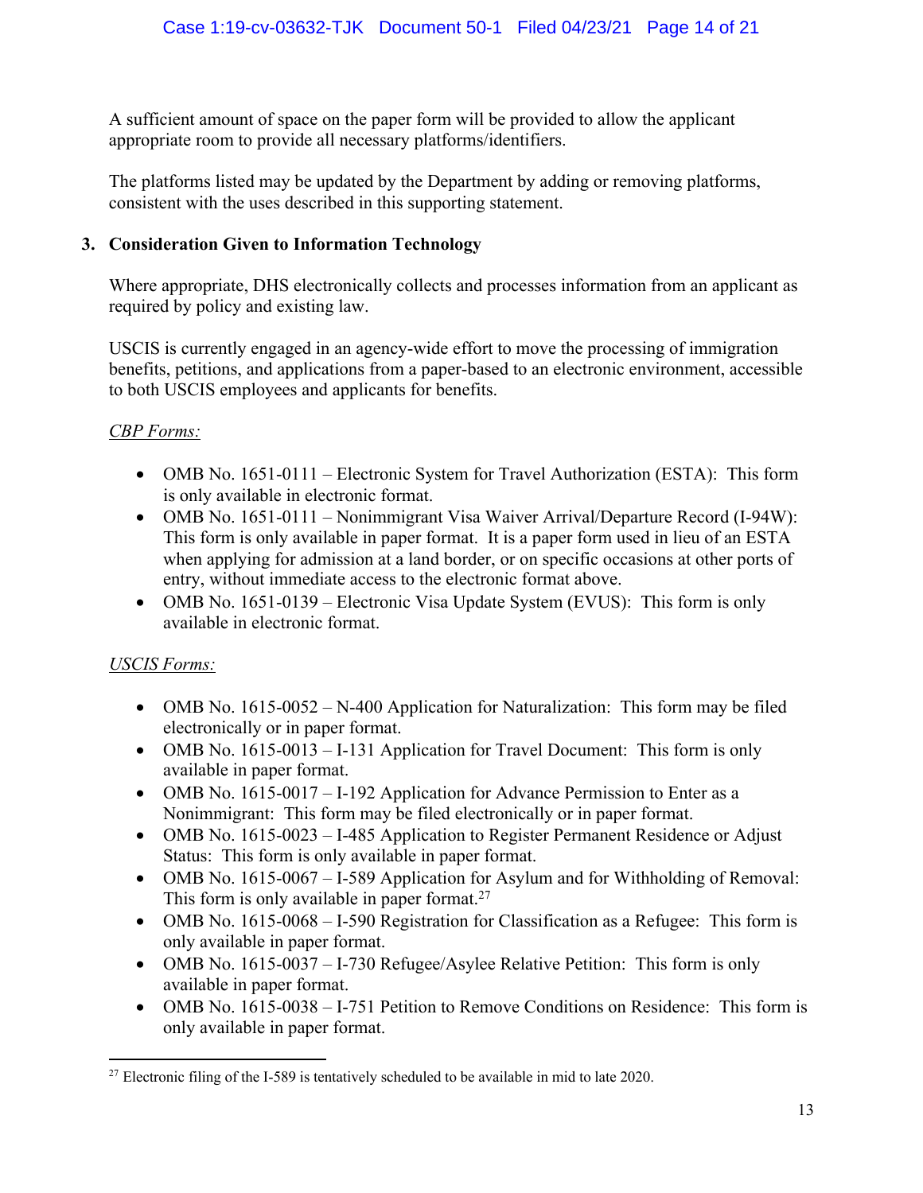A sufficient amount of space on the paper form will be provided to allow the applicant appropriate room to provide all necessary platforms/identifiers.

The platforms listed may be updated by the Department by adding or removing platforms, consistent with the uses described in this supporting statement.

### 3. Consideration Given to Information Technology

Where appropriate, DHS electronically collects and processes information from an applicant as required by policy and existing law.

USCIS is currently engaged in an agency-wide effort to move the processing of immigration benefits, petitions, and applications from a paper-based to an electronic environment, accessible to both USCIS employees and applicants for benefits.

*CBP Forms:*

- OMB No. 1651-0111 – Electronic System for Travel Authorization (ESTA): This form is only available in electronic format.
- OMB No. 1651-0111 – Nonimmigrant Visa Waiver Arrival/Departure Record (I-94W): This form is only available in paper format. It is a paper form used in lieu of an ESTA when applying for admission at a land border, or on specific occasions at other ports of entry, without immediate access to the electronic format above.
- OMB No. 1651-0139 – Electronic Visa Update System (EVUS): This form is only available in electronic format.

*USCIS Forms:*

- OMB No. 1615-0052 – N-400 Application for Naturalization: This form may be filed electronically or in paper format.
- OMB No. 1615-0013 – I-131 Application for Travel Document: This form is only available in paper format.
- OMB No. 1615-0017 – I-192 Application for Advance Permission to Enter as a Nonimmigrant: This form may be filed electronically or in paper format.
- OMB No. 1615-0023 – I-485 Application to Register Permanent Residence or Adjust Status: This form is only available in paper format.
- OMB No. 1615-0067 – I-589 Application for Asylum and for Withholding of Removal: This form is only available in paper format.[27]
- OMB No. 1615-0068 – I-590 Registration for Classification as a Refugee: This form is only available in paper format.
- OMB No. 1615-0037 – I-730 Refugee/Asylee Relative Petition: This form is only available in paper format.
- OMB No. 1615-0038 – I-751 Petition to Remove Conditions on Residence: This form is only available in paper format.

---

[27] Electronic filing of the I-589 is tentatively scheduled to be available in mid to late 2020.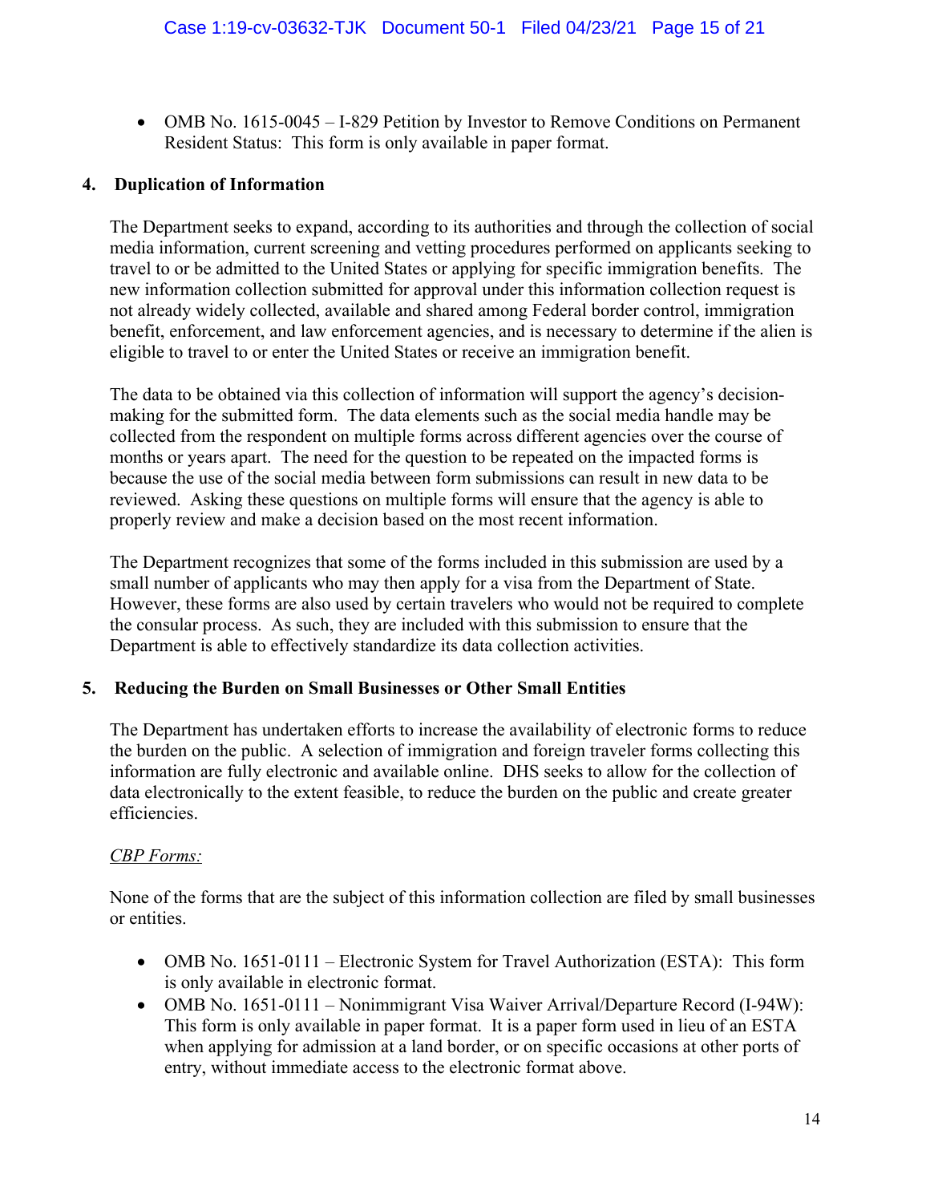- OMB No. 1615-0045 – I-829 Petition by Investor to Remove Conditions on Permanent Resident Status: This form is only available in paper format.

## 4. Duplication of Information

The Department seeks to expand, according to its authorities and through the collection of social media information, current screening and vetting procedures performed on applicants seeking to travel to or be admitted to the United States or applying for specific immigration benefits. The new information collection submitted for approval under this information collection request is not already widely collected, available and shared among Federal border control, immigration benefit, enforcement, and law enforcement agencies, and is necessary to determine if the alien is eligible to travel to or enter the United States or receive an immigration benefit.

The data to be obtained via this collection of information will support the agency's decision-making for the submitted form. The data elements such as the social media handle may be collected from the respondent on multiple forms across different agencies over the course of months or years apart. The need for the question to be repeated on the impacted forms is because the use of the social media between form submissions can result in new data to be reviewed. Asking these questions on multiple forms will ensure that the agency is able to properly review and make a decision based on the most recent information.

The Department recognizes that some of the forms included in this submission are used by a small number of applicants who may then apply for a visa from the Department of State. However, these forms are also used by certain travelers who would not be required to complete the consular process. As such, they are included with this submission to ensure that the Department is able to effectively standardize its data collection activities.

## 5. Reducing the Burden on Small Businesses or Other Small Entities

The Department has undertaken efforts to increase the availability of electronic forms to reduce the burden on the public. A selection of immigration and foreign traveler forms collecting this information are fully electronic and available online. DHS seeks to allow for the collection of data electronically to the extent feasible, to reduce the burden on the public and create greater efficiencies.

*CBP Forms:*

None of the forms that are the subject of this information collection are filed by small businesses or entities.

- OMB No. 1651-0111 – Electronic System for Travel Authorization (ESTA): This form is only available in electronic format.
- OMB No. 1651-0111 – Nonimmigrant Visa Waiver Arrival/Departure Record (I-94W): This form is only available in paper format. It is a paper form used in lieu of an ESTA when applying for admission at a land border, or on specific occasions at other ports of entry, without immediate access to the electronic format above.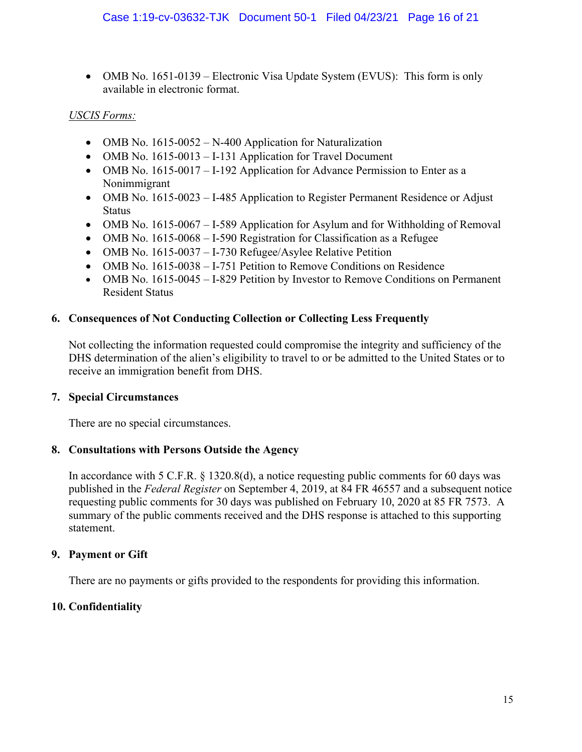- OMB No. 1651-0139 – Electronic Visa Update System (EVUS): This form is only available in electronic format.

*USCIS Forms:*

- OMB No. 1615-0052 – N-400 Application for Naturalization
- OMB No. 1615-0013 – I-131 Application for Travel Document
- OMB No. 1615-0017 – I-192 Application for Advance Permission to Enter as a Nonimmigrant
- OMB No. 1615-0023 – I-485 Application to Register Permanent Residence or Adjust Status
- OMB No. 1615-0067 – I-589 Application for Asylum and for Withholding of Removal
- OMB No. 1615-0068 – I-590 Registration for Classification as a Refugee
- OMB No. 1615-0037 – I-730 Refugee/Asylee Relative Petition
- OMB No. 1615-0038 – I-751 Petition to Remove Conditions on Residence
- OMB No. 1615-0045 – I-829 Petition by Investor to Remove Conditions on Permanent Resident Status

**6. Consequences of Not Conducting Collection or Collecting Less Frequently**

Not collecting the information requested could compromise the integrity and sufficiency of the DHS determination of the alien's eligibility to travel to or be admitted to the United States or to receive an immigration benefit from DHS.

**7. Special Circumstances**

There are no special circumstances.

**8. Consultations with Persons Outside the Agency**

In accordance with 5 C.F.R. § 1320.8(d), a notice requesting public comments for 60 days was published in the *Federal Register* on September 4, 2019, at 84 FR 46557 and a subsequent notice requesting public comments for 30 days was published on February 10, 2020 at 85 FR 7573. A summary of the public comments received and the DHS response is attached to this supporting statement.

**9. Payment or Gift**

There are no payments or gifts provided to the respondents for providing this information.

**10. Confidentiality**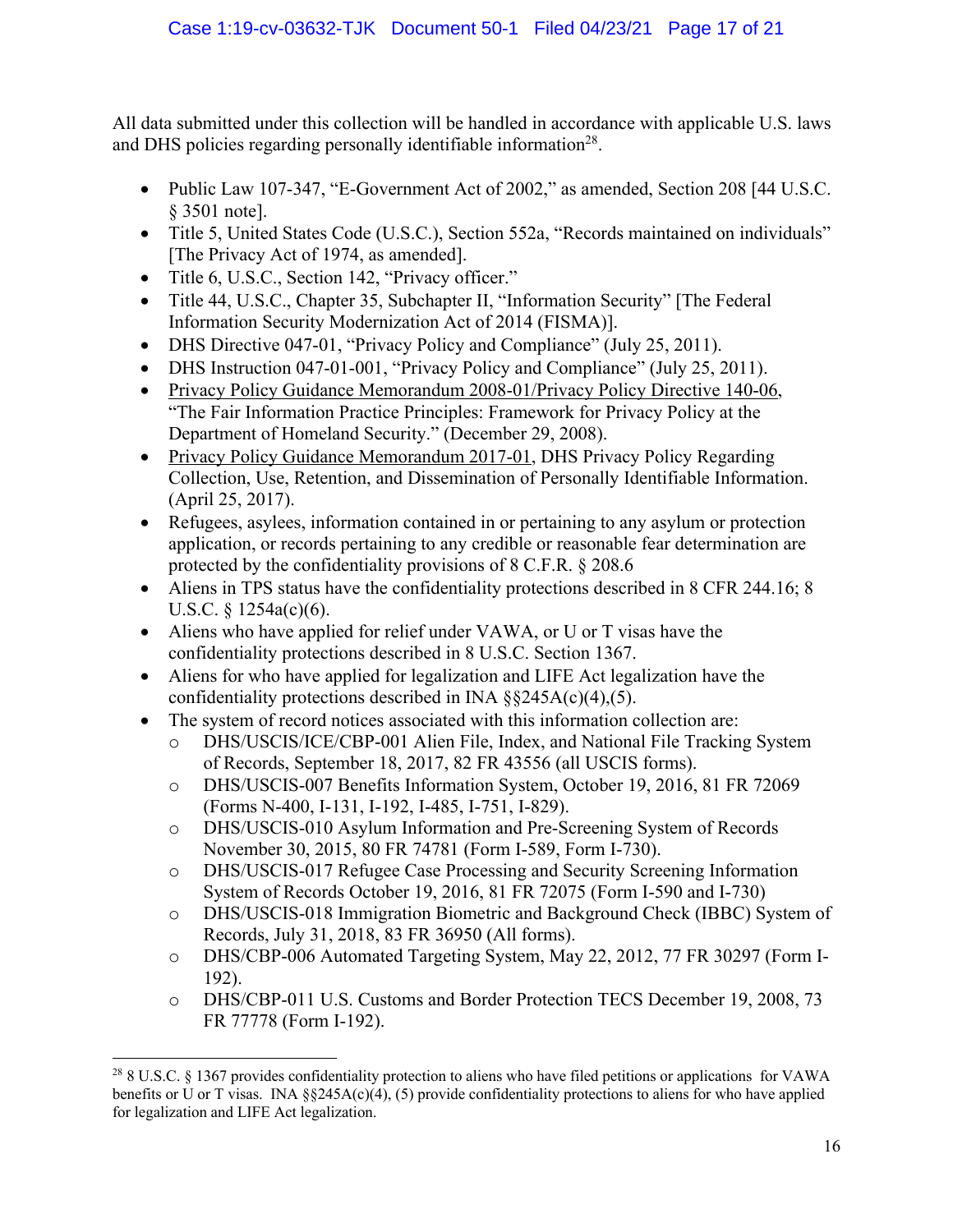All data submitted under this collection will be handled in accordance with applicable U.S. laws and DHS policies regarding personally identifiable information[28].

- Public Law 107-347, "E-Government Act of 2002," as amended, Section 208 [44 U.S.C. § 3501 note].
- Title 5, United States Code (U.S.C.), Section 552a, "Records maintained on individuals" [The Privacy Act of 1974, as amended].
- Title 6, U.S.C., Section 142, "Privacy officer."
- Title 44, U.S.C., Chapter 35, Subchapter II, "Information Security" [The Federal Information Security Modernization Act of 2014 (FISMA)].
- DHS Directive 047-01, "Privacy Policy and Compliance" (July 25, 2011).
- DHS Instruction 047-01-001, "Privacy Policy and Compliance" (July 25, 2011).
- Privacy Policy Guidance Memorandum 2008-01/Privacy Policy Directive 140-06, "The Fair Information Practice Principles: Framework for Privacy Policy at the Department of Homeland Security." (December 29, 2008).
- Privacy Policy Guidance Memorandum 2017-01, DHS Privacy Policy Regarding Collection, Use, Retention, and Dissemination of Personally Identifiable Information. (April 25, 2017).
- Refugees, asylees, information contained in or pertaining to any asylum or protection application, or records pertaining to any credible or reasonable fear determination are protected by the confidentiality provisions of 8 C.F.R. § 208.6
- Aliens in TPS status have the confidentiality protections described in 8 CFR 244.16; 8 U.S.C. § 1254a(c)(6).
- Aliens who have applied for relief under VAWA, or U or T visas have the confidentiality protections described in 8 U.S.C. Section 1367.
- Aliens for who have applied for legalization and LIFE Act legalization have the confidentiality protections described in INA §§245A(c)(4),(5).
- The system of record notices associated with this information collection are:
  - DHS/USCIS/ICE/CBP-001 Alien File, Index, and National File Tracking System of Records, September 18, 2017, 82 FR 43556 (all USCIS forms).
  - DHS/USCIS-007 Benefits Information System, October 19, 2016, 81 FR 72069 (Forms N-400, I-131, I-192, I-485, I-751, I-829).
  - DHS/USCIS-010 Asylum Information and Pre-Screening System of Records November 30, 2015, 80 FR 74781 (Form I-589, Form I-730).
  - DHS/USCIS-017 Refugee Case Processing and Security Screening Information System of Records October 19, 2016, 81 FR 72075 (Form I-590 and I-730)
  - DHS/USCIS-018 Immigration Biometric and Background Check (IBBC) System of Records, July 31, 2018, 83 FR 36950 (All forms).
  - DHS/CBP-006 Automated Targeting System, May 22, 2012, 77 FR 30297 (Form I-192).
  - DHS/CBP-011 U.S. Customs and Border Protection TECS December 19, 2008, 73 FR 77778 (Form I-192).

---

[28] 8 U.S.C. § 1367 provides confidentiality protection to aliens who have filed petitions or applications for VAWA benefits or U or T visas. INA §§245A(c)(4), (5) provide confidentiality protections to aliens for who have applied for legalization and LIFE Act legalization.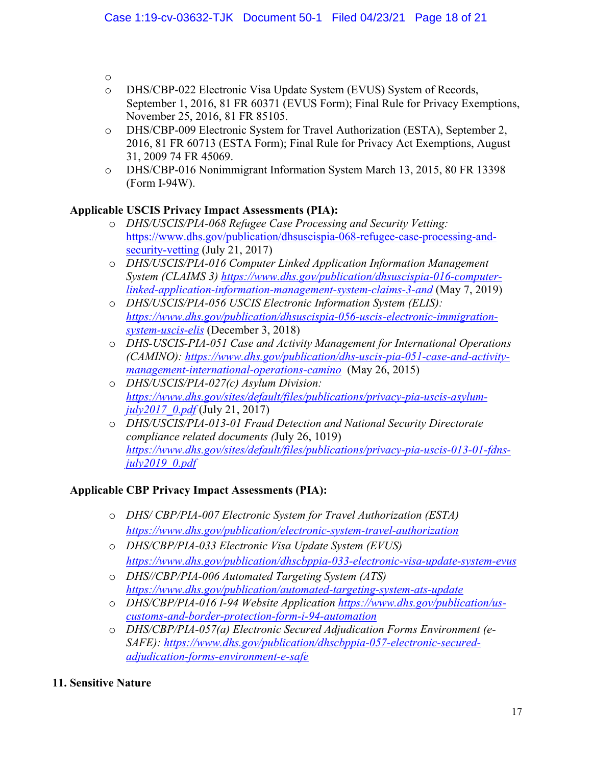- 
- DHS/CBP-022 Electronic Visa Update System (EVUS) System of Records, September 1, 2016, 81 FR 60371 (EVUS Form); Final Rule for Privacy Exemptions, November 25, 2016, 81 FR 85105.
- DHS/CBP-009 Electronic System for Travel Authorization (ESTA), September 2, 2016, 81 FR 60713 (ESTA Form); Final Rule for Privacy Act Exemptions, August 31, 2009 74 FR 45069.
- DHS/CBP-016 Nonimmigrant Information System March 13, 2015, 80 FR 13398 (Form I-94W).

**Applicable USCIS Privacy Impact Assessments (PIA):**

- *DHS/USCIS/PIA-068 Refugee Case Processing and Security Vetting:* https://www.dhs.gov/publication/dhsuscispia-068-refugee-case-processing-and-security-vetting (July 21, 2017)
- *DHS/USCIS/PIA-016 Computer Linked Application Information Management System (CLAIMS 3) https://www.dhs.gov/publication/dhsuscispia-016-computer-linked-application-information-management-system-claims-3-and* (May 7, 2019)
- *DHS/USCIS/PIA-056 USCIS Electronic Information System (ELIS): https://www.dhs.gov/publication/dhsuscispia-056-uscis-electronic-immigration-system-uscis-elis* (December 3, 2018)
- *DHS-USCIS-PIA-051 Case and Activity Management for International Operations (CAMINO): https://www.dhs.gov/publication/dhs-uscis-pia-051-case-and-activity-management-international-operations-camino* (May 26, 2015)
- *DHS/USCIS/PIA-027(c) Asylum Division: https://www.dhs.gov/sites/default/files/publications/privacy-pia-uscis-asylum-july2017_0.pdf* (July 21, 2017)
- *DHS/USCIS/PIA-013-01 Fraud Detection and National Security Directorate compliance related documents (*July 26, 1019) *https://www.dhs.gov/sites/default/files/publications/privacy-pia-uscis-013-01-fdns-july2019_0.pdf*

**Applicable CBP Privacy Impact Assessments (PIA):**

- *DHS/ CBP/PIA-007 Electronic System for Travel Authorization (ESTA) https://www.dhs.gov/publication/electronic-system-travel-authorization*
- *DHS/CBP/PIA-033 Electronic Visa Update System (EVUS) https://www.dhs.gov/publication/dhscbppia-033-electronic-visa-update-system-evus*
- *DHS//CBP/PIA-006 Automated Targeting System (ATS) https://www.dhs.gov/publication/automated-targeting-system-ats-update*
- *DHS/CBP/PIA-016 I-94 Website Application https://www.dhs.gov/publication/us-customs-and-border-protection-form-i-94-automation*
- *DHS/CBP/PIA-057(a) Electronic Secured Adjudication Forms Environment (e-SAFE): https://www.dhs.gov/publication/dhscbppia-057-electronic-secured-adjudication-forms-environment-e-safe*

**11. Sensitive Nature**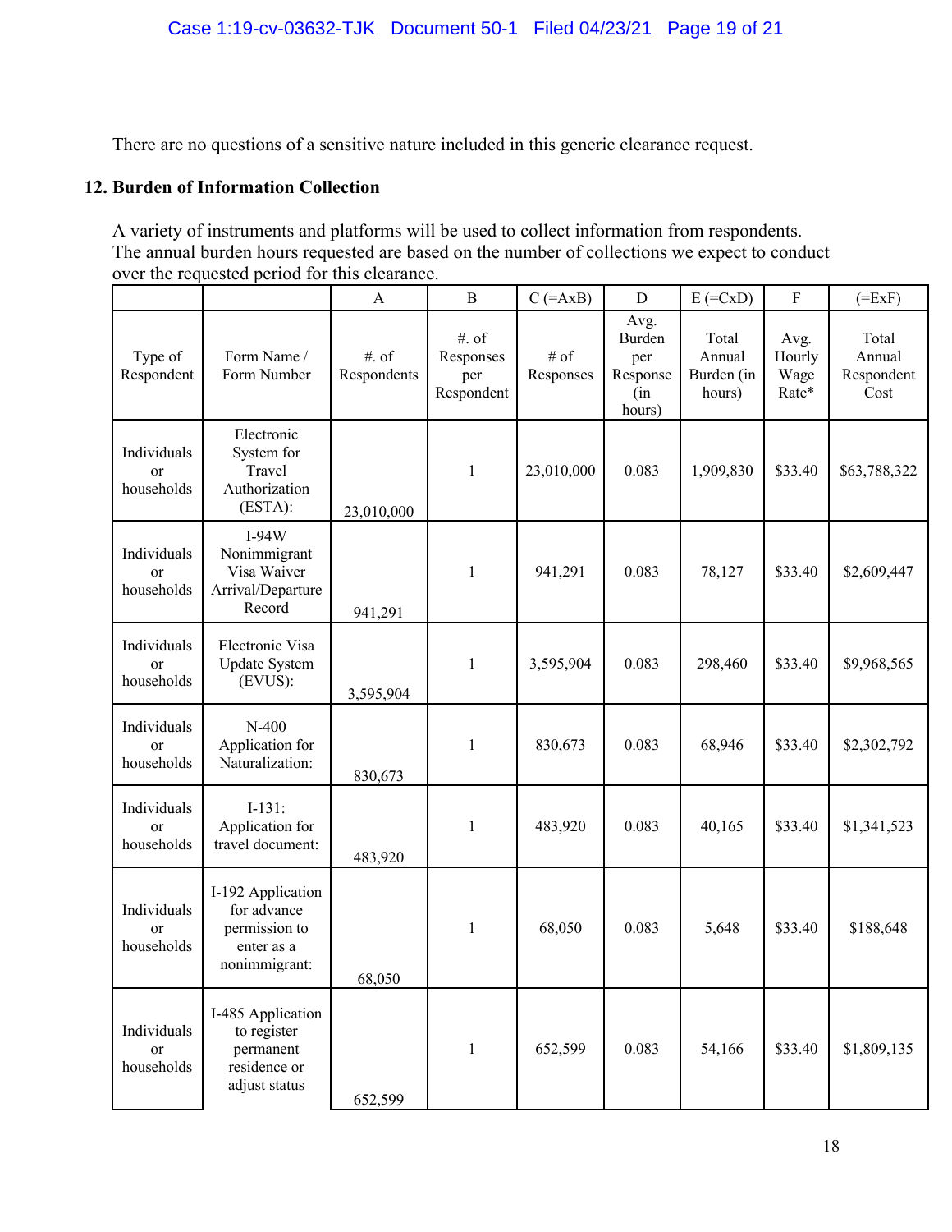There are no questions of a sensitive nature included in this generic clearance request.

## 12. Burden of Information Collection

A variety of instruments and platforms will be used to collect information from respondents. The annual burden hours requested are based on the number of collections we expect to conduct over the requested period for this clearance.

| | | A | B | C (=AxB) | D | E (=CxD) | F | (=ExF) |
|---|---|---|---|---|---|---|---|---|
| Type of Respondent | Form Name / Form Number | #. of Respondents | #. of Responses per Respondent | # of Responses | Avg. Burden per Response (in hours) | Total Annual Burden (in hours) | Avg. Hourly Wage Rate* | Total Annual Respondent Cost |
| Individuals or households | Electronic System for Travel Authorization (ESTA): | 23,010,000 | 1 | 23,010,000 | 0.083 | 1,909,830 | $33.40 | $63,788,322 |
| Individuals or households | I-94W Nonimmigrant Visa Waiver Arrival/Departure Record | 941,291 | 1 | 941,291 | 0.083 | 78,127 | $33.40 | $2,609,447 |
| Individuals or households | Electronic Visa Update System (EVUS): | 3,595,904 | 1 | 3,595,904 | 0.083 | 298,460 | $33.40 | $9,968,565 |
| Individuals or households | N-400 Application for Naturalization: | 830,673 | 1 | 830,673 | 0.083 | 68,946 | $33.40 | $2,302,792 |
| Individuals or households | I-131: Application for travel document: | 483,920 | 1 | 483,920 | 0.083 | 40,165 | $33.40 | $1,341,523 |
| Individuals or households | I-192 Application for advance permission to enter as a nonimmigrant: | 68,050 | 1 | 68,050 | 0.083 | 5,648 | $33.40 | $188,648 |
| Individuals or households | I-485 Application to register permanent residence or adjust status | 652,599 | 1 | 652,599 | 0.083 | 54,166 | $33.40 | $1,809,135 |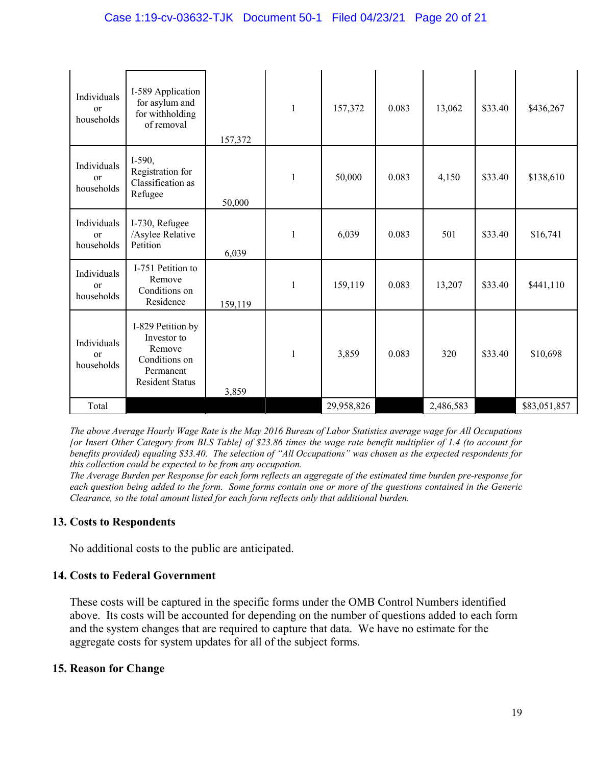| | | | | | | | | |
|---|---|---|---|---|---|---|---|---|
| Individuals or households | I-589 Application for asylum and for withholding of removal | 157,372 | 1 | 157,372 | 0.083 | 13,062 | $33.40 | $436,267 |
| Individuals or households | I-590, Registration for Classification as Refugee | 50,000 | 1 | 50,000 | 0.083 | 4,150 | $33.40 | $138,610 |
| Individuals or households | I-730, Refugee /Asylee Relative Petition | 6,039 | 1 | 6,039 | 0.083 | 501 | $33.40 | $16,741 |
| Individuals or households | I-751 Petition to Remove Conditions on Residence | 159,119 | 1 | 159,119 | 0.083 | 13,207 | $33.40 | $441,110 |
| Individuals or households | I-829 Petition by Investor to Remove Conditions on Permanent Resident Status | 3,859 | 1 | 3,859 | 0.083 | 320 | $33.40 | $10,698 |
| Total | | | | 29,958,826 | | 2,486,583 | | $83,051,857 |

*The above Average Hourly Wage Rate is the May 2016 Bureau of Labor Statistics average wage for All Occupations [or Insert Other Category from BLS Table] of $23.86 times the wage rate benefit multiplier of 1.4 (to account for benefits provided) equaling $33.40. The selection of "All Occupations" was chosen as the expected respondents for this collection could be expected to be from any occupation.*

*The Average Burden per Response for each form reflects an aggregate of the estimated time burden pre-response for each question being added to the form. Some forms contain one or more of the questions contained in the Generic Clearance, so the total amount listed for each form reflects only that additional burden.*

### 13. Costs to Respondents

No additional costs to the public are anticipated.

### 14. Costs to Federal Government

These costs will be captured in the specific forms under the OMB Control Numbers identified above. Its costs will be accounted for depending on the number of questions added to each form and the system changes that are required to capture that data. We have no estimate for the aggregate costs for system updates for all of the subject forms.

### 15. Reason for Change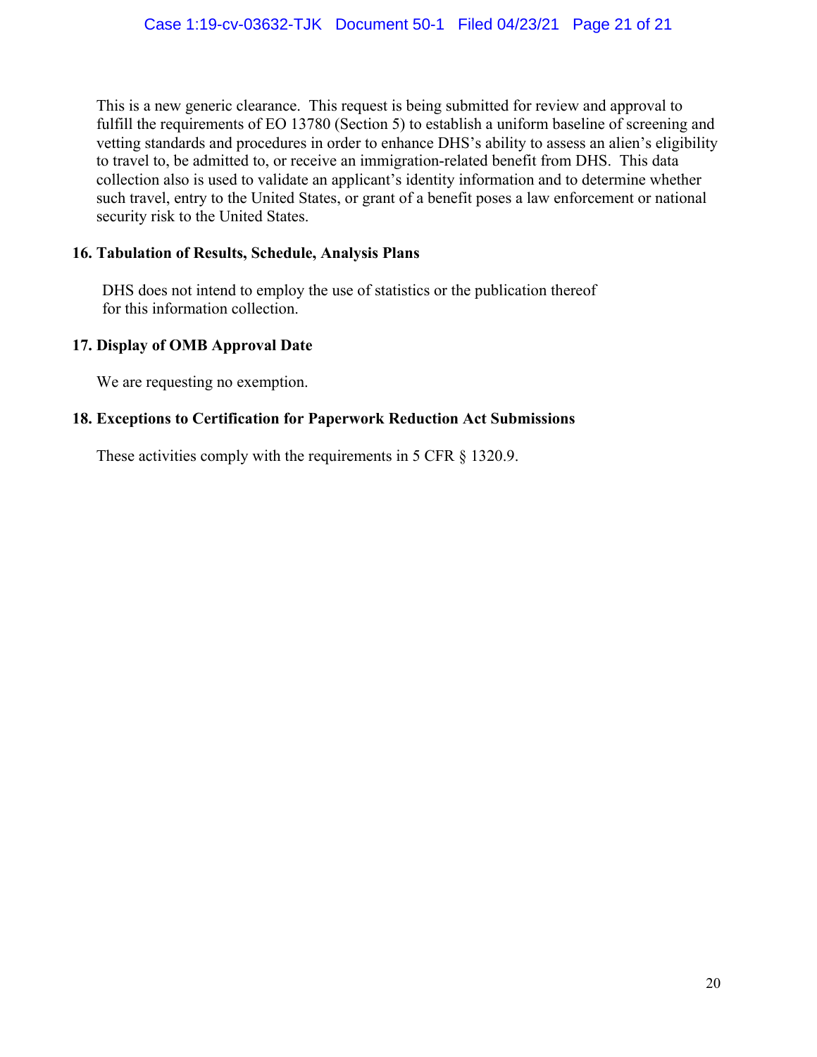This is a new generic clearance. This request is being submitted for review and approval to fulfill the requirements of EO 13780 (Section 5) to establish a uniform baseline of screening and vetting standards and procedures in order to enhance DHS's ability to assess an alien's eligibility to travel to, be admitted to, or receive an immigration-related benefit from DHS. This data collection also is used to validate an applicant's identity information and to determine whether such travel, entry to the United States, or grant of a benefit poses a law enforcement or national security risk to the United States.

**16. Tabulation of Results, Schedule, Analysis Plans**

DHS does not intend to employ the use of statistics or the publication thereof for this information collection.

**17. Display of OMB Approval Date**

We are requesting no exemption.

**18. Exceptions to Certification for Paperwork Reduction Act Submissions**

These activities comply with the requirements in 5 CFR § 1320.9.